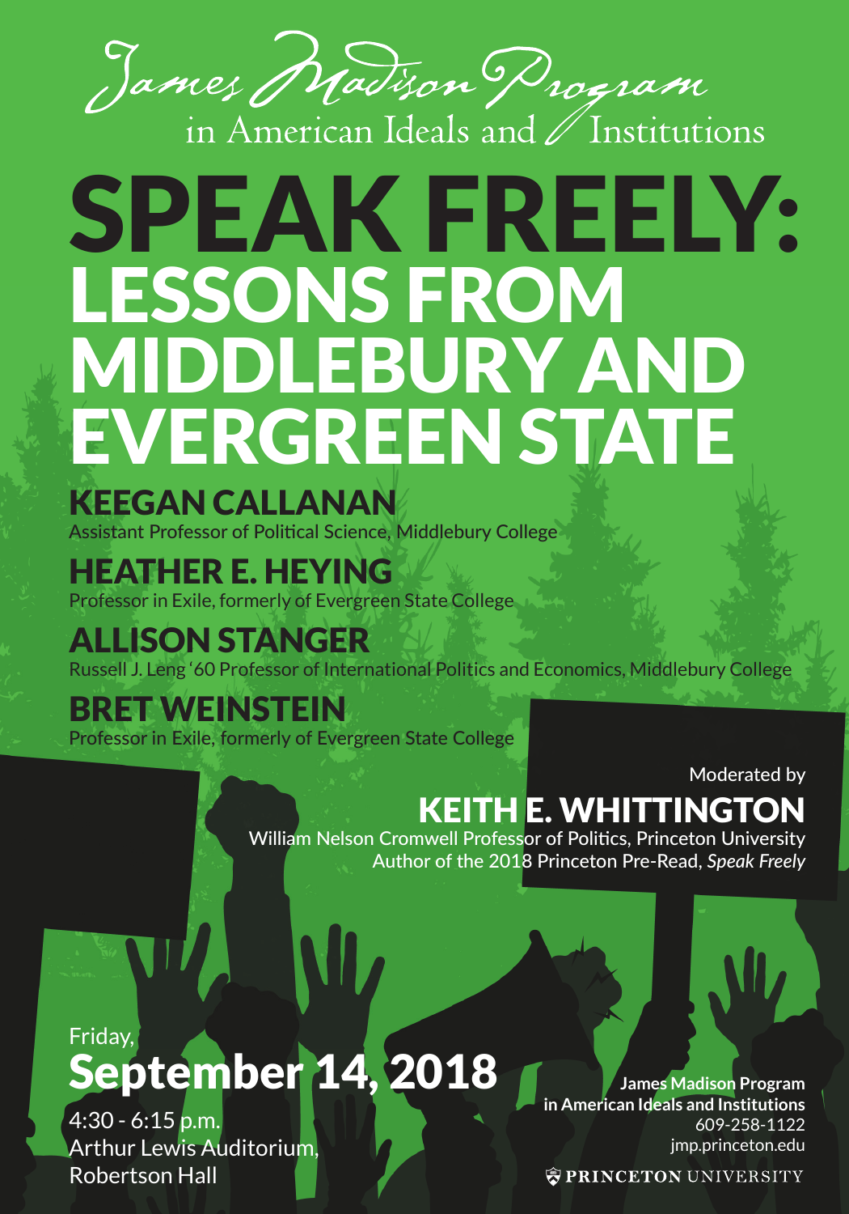James Madison Program in American Ideals and Institutions

# SPEAK FREELY: LESSONS FROM MIDDLEBURY AND EVERGREEN STATE

## KEEGAN CALLANAN
Assistant Professor of Political Science, Middlebury College

## HEATHER E. HEYING
Professor in Exile, formerly of Evergreen State College

## ALLISON STANGER
Russell J. Leng '60 Professor of International Politics and Economics, Middlebury College

## BRET WEINSTEIN
Professor in Exile, formerly of Evergreen State College

Moderated by

## KEITH E. WHITTINGTON
William Nelson Cromwell Professor of Politics, Princeton University
Author of the 2018 Princeton Pre-Read, *Speak Freely*

Friday,
## September 14, 2018
4:30 - 6:15 p.m.
Arthur Lewis Auditorium,
Robertson Hall

**James Madison Program in American Ideals and Institutions**
609-258-1122
jmp.princeton.edu

PRINCETON UNIVERSITY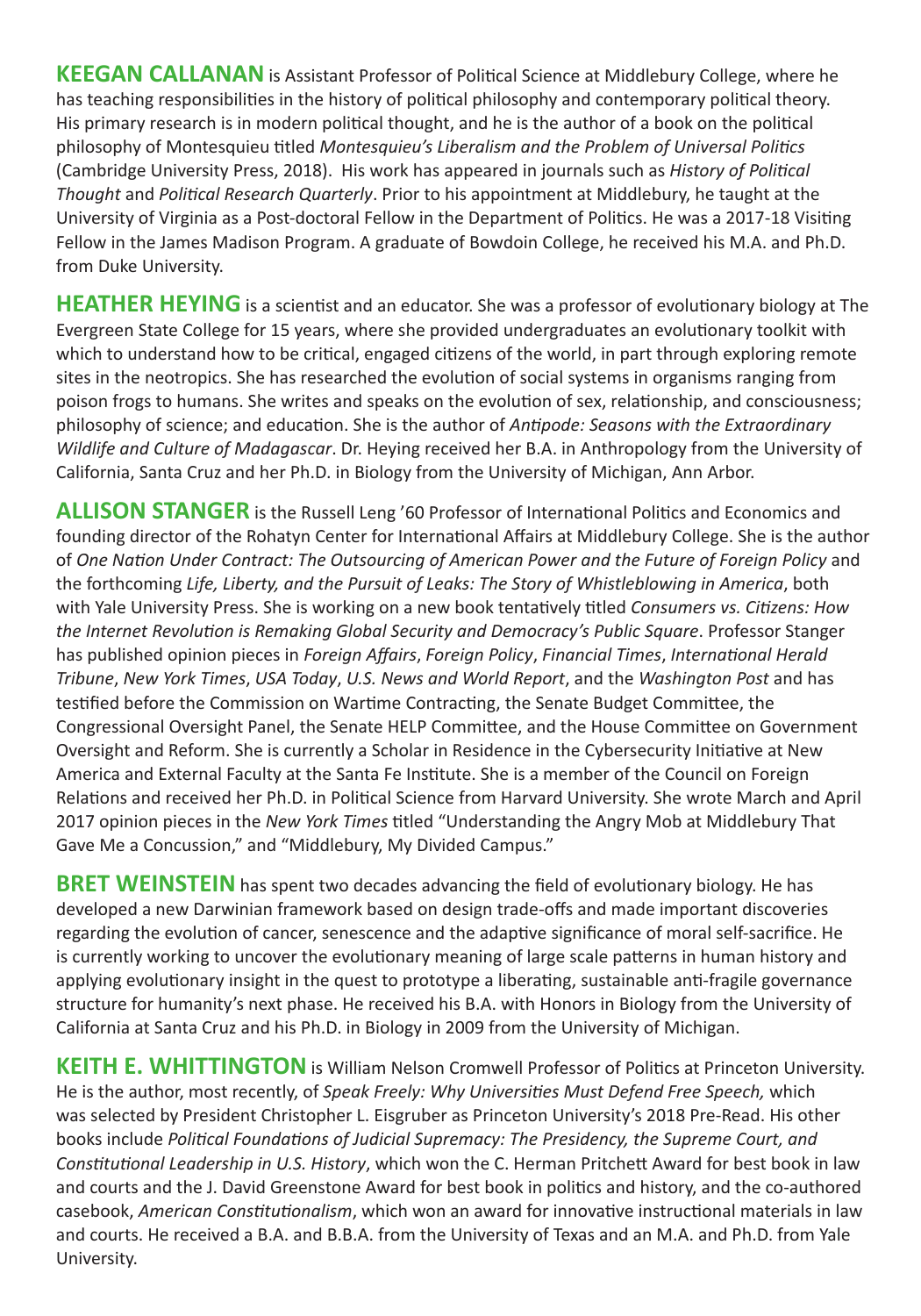**KEEGAN CALLANAN** is Assistant Professor of Political Science at Middlebury College, where he has teaching responsibilities in the history of political philosophy and contemporary political theory. His primary research is in modern political thought, and he is the author of a book on the political philosophy of Montesquieu titled *Montesquieu's Liberalism and the Problem of Universal Politics* (Cambridge University Press, 2018). His work has appeared in journals such as *History of Political Thought* and *Political Research Quarterly*. Prior to his appointment at Middlebury, he taught at the University of Virginia as a Post-doctoral Fellow in the Department of Politics. He was a 2017-18 Visiting Fellow in the James Madison Program. A graduate of Bowdoin College, he received his M.A. and Ph.D. from Duke University.

**HEATHER HEYING** is a scientist and an educator. She was a professor of evolutionary biology at The Evergreen State College for 15 years, where she provided undergraduates an evolutionary toolkit with which to understand how to be critical, engaged citizens of the world, in part through exploring remote sites in the neotropics. She has researched the evolution of social systems in organisms ranging from poison frogs to humans. She writes and speaks on the evolution of sex, relationship, and consciousness; philosophy of science; and education. She is the author of *Antipode: Seasons with the Extraordinary Wildlife and Culture of Madagascar*. Dr. Heying received her B.A. in Anthropology from the University of California, Santa Cruz and her Ph.D. in Biology from the University of Michigan, Ann Arbor.

**ALLISON STANGER** is the Russell Leng '60 Professor of International Politics and Economics and founding director of the Rohatyn Center for International Affairs at Middlebury College. She is the author of *One Nation Under Contract: The Outsourcing of American Power and the Future of Foreign Policy* and the forthcoming *Life, Liberty, and the Pursuit of Leaks: The Story of Whistleblowing in America*, both with Yale University Press. She is working on a new book tentatively titled *Consumers vs. Citizens: How the Internet Revolution is Remaking Global Security and Democracy's Public Square*. Professor Stanger has published opinion pieces in *Foreign Affairs*, *Foreign Policy*, *Financial Times*, *International Herald Tribune*, *New York Times*, *USA Today*, *U.S. News and World Report*, and the *Washington Post* and has testified before the Commission on Wartime Contracting, the Senate Budget Committee, the Congressional Oversight Panel, the Senate HELP Committee, and the House Committee on Government Oversight and Reform. She is currently a Scholar in Residence in the Cybersecurity Initiative at New America and External Faculty at the Santa Fe Institute. She is a member of the Council on Foreign Relations and received her Ph.D. in Political Science from Harvard University. She wrote March and April 2017 opinion pieces in the *New York Times* titled "Understanding the Angry Mob at Middlebury That Gave Me a Concussion," and "Middlebury, My Divided Campus."

**BRET WEINSTEIN** has spent two decades advancing the field of evolutionary biology. He has developed a new Darwinian framework based on design trade-offs and made important discoveries regarding the evolution of cancer, senescence and the adaptive significance of moral self-sacrifice. He is currently working to uncover the evolutionary meaning of large scale patterns in human history and applying evolutionary insight in the quest to prototype a liberating, sustainable anti-fragile governance structure for humanity's next phase. He received his B.A. with Honors in Biology from the University of California at Santa Cruz and his Ph.D. in Biology in 2009 from the University of Michigan.

**KEITH E. WHITTINGTON** is William Nelson Cromwell Professor of Politics at Princeton University. He is the author, most recently, of *Speak Freely: Why Universities Must Defend Free Speech,* which was selected by President Christopher L. Eisgruber as Princeton University's 2018 Pre-Read. His other books include *Political Foundations of Judicial Supremacy: The Presidency, the Supreme Court, and Constitutional Leadership in U.S. History*, which won the C. Herman Pritchett Award for best book in law and courts and the J. David Greenstone Award for best book in politics and history, and the co-authored casebook, *American Constitutionalism*, which won an award for innovative instructional materials in law and courts. He received a B.A. and B.B.A. from the University of Texas and an M.A. and Ph.D. from Yale University.